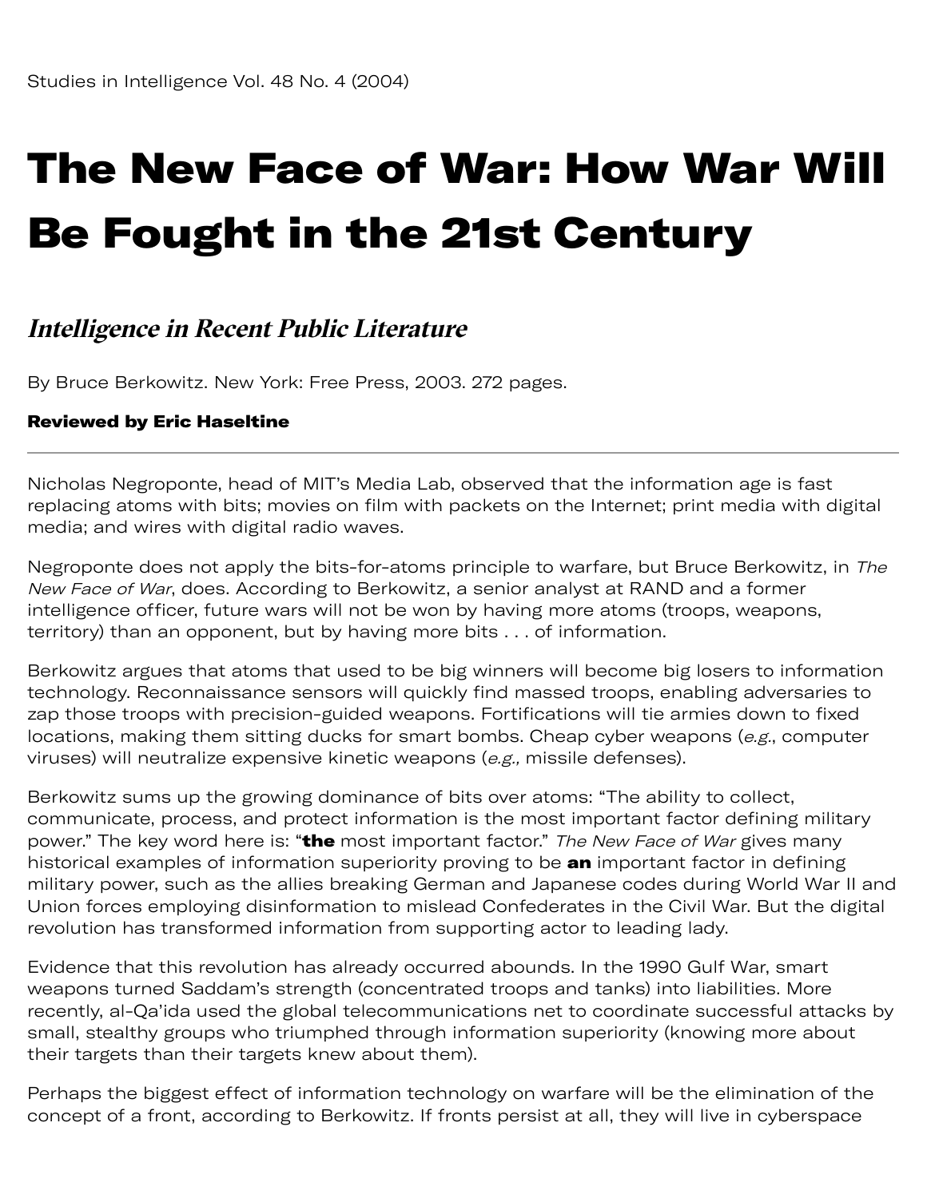Studies in Intelligence Vol. 48 No. 4 (2004)

# The New Face of War: How War Will Be Fought in the 21st Century

## *Intelligence in Recent Public Literature*

By Bruce Berkowitz. New York: Free Press, 2003. 272 pages.

**Reviewed by Eric Haseltine**

---

Nicholas Negroponte, head of MIT's Media Lab, observed that the information age is fast replacing atoms with bits; movies on film with packets on the Internet; print media with digital media; and wires with digital radio waves.

Negroponte does not apply the bits-for-atoms principle to warfare, but Bruce Berkowitz, in *The New Face of War*, does. According to Berkowitz, a senior analyst at RAND and a former intelligence officer, future wars will not be won by having more atoms (troops, weapons, territory) than an opponent, but by having more bits . . . of information.

Berkowitz argues that atoms that used to be big winners will become big losers to information technology. Reconnaissance sensors will quickly find massed troops, enabling adversaries to zap those troops with precision-guided weapons. Fortifications will tie armies down to fixed locations, making them sitting ducks for smart bombs. Cheap cyber weapons (*e.g.*, computer viruses) will neutralize expensive kinetic weapons (*e.g.,* missile defenses).

Berkowitz sums up the growing dominance of bits over atoms: "The ability to collect, communicate, process, and protect information is the most important factor defining military power." The key word here is: "**the** most important factor." *The New Face of War* gives many historical examples of information superiority proving to be **an** important factor in defining military power, such as the allies breaking German and Japanese codes during World War II and Union forces employing disinformation to mislead Confederates in the Civil War. But the digital revolution has transformed information from supporting actor to leading lady.

Evidence that this revolution has already occurred abounds. In the 1990 Gulf War, smart weapons turned Saddam's strength (concentrated troops and tanks) into liabilities. More recently, al-Qa'ida used the global telecommunications net to coordinate successful attacks by small, stealthy groups who triumphed through information superiority (knowing more about their targets than their targets knew about them).

Perhaps the biggest effect of information technology on warfare will be the elimination of the concept of a front, according to Berkowitz. If fronts persist at all, they will live in cyberspace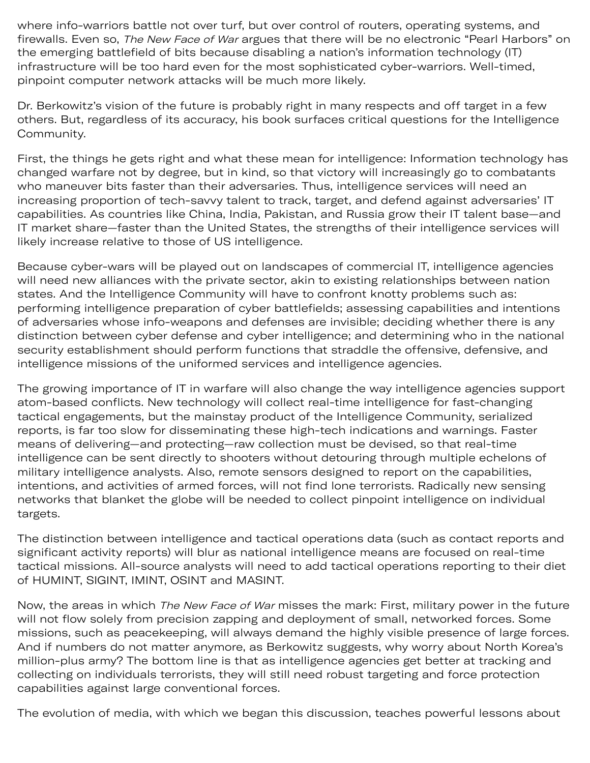where info-warriors battle not over turf, but over control of routers, operating systems, and firewalls. Even so, *The New Face of War* argues that there will be no electronic "Pearl Harbors" on the emerging battlefield of bits because disabling a nation's information technology (IT) infrastructure will be too hard even for the most sophisticated cyber-warriors. Well-timed, pinpoint computer network attacks will be much more likely.

Dr. Berkowitz's vision of the future is probably right in many respects and off target in a few others. But, regardless of its accuracy, his book surfaces critical questions for the Intelligence Community.

First, the things he gets right and what these mean for intelligence: Information technology has changed warfare not by degree, but in kind, so that victory will increasingly go to combatants who maneuver bits faster than their adversaries. Thus, intelligence services will need an increasing proportion of tech-savvy talent to track, target, and defend against adversaries' IT capabilities. As countries like China, India, Pakistan, and Russia grow their IT talent base—and IT market share—faster than the United States, the strengths of their intelligence services will likely increase relative to those of US intelligence.

Because cyber-wars will be played out on landscapes of commercial IT, intelligence agencies will need new alliances with the private sector, akin to existing relationships between nation states. And the Intelligence Community will have to confront knotty problems such as: performing intelligence preparation of cyber battlefields; assessing capabilities and intentions of adversaries whose info-weapons and defenses are invisible; deciding whether there is any distinction between cyber defense and cyber intelligence; and determining who in the national security establishment should perform functions that straddle the offensive, defensive, and intelligence missions of the uniformed services and intelligence agencies.

The growing importance of IT in warfare will also change the way intelligence agencies support atom-based conflicts. New technology will collect real-time intelligence for fast-changing tactical engagements, but the mainstay product of the Intelligence Community, serialized reports, is far too slow for disseminating these high-tech indications and warnings. Faster means of delivering—and protecting—raw collection must be devised, so that real-time intelligence can be sent directly to shooters without detouring through multiple echelons of military intelligence analysts. Also, remote sensors designed to report on the capabilities, intentions, and activities of armed forces, will not find lone terrorists. Radically new sensing networks that blanket the globe will be needed to collect pinpoint intelligence on individual targets.

The distinction between intelligence and tactical operations data (such as contact reports and significant activity reports) will blur as national intelligence means are focused on real-time tactical missions. All-source analysts will need to add tactical operations reporting to their diet of HUMINT, SIGINT, IMINT, OSINT and MASINT.

Now, the areas in which *The New Face of War* misses the mark: First, military power in the future will not flow solely from precision zapping and deployment of small, networked forces. Some missions, such as peacekeeping, will always demand the highly visible presence of large forces. And if numbers do not matter anymore, as Berkowitz suggests, why worry about North Korea's million-plus army? The bottom line is that as intelligence agencies get better at tracking and collecting on individuals terrorists, they will still need robust targeting and force protection capabilities against large conventional forces.

The evolution of media, with which we began this discussion, teaches powerful lessons about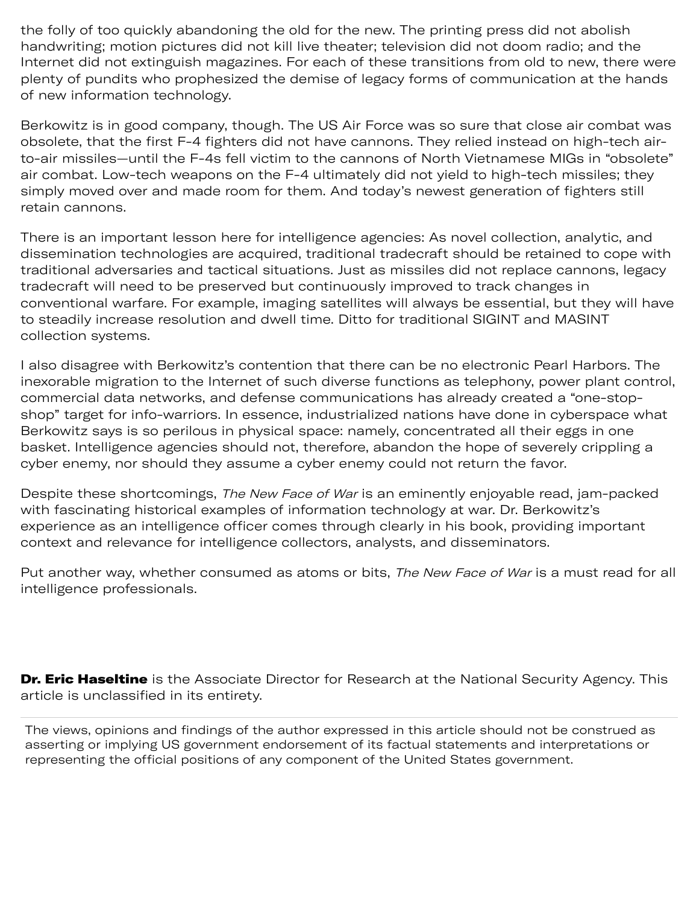the folly of too quickly abandoning the old for the new. The printing press did not abolish handwriting; motion pictures did not kill live theater; television did not doom radio; and the Internet did not extinguish magazines. For each of these transitions from old to new, there were plenty of pundits who prophesized the demise of legacy forms of communication at the hands of new information technology.

Berkowitz is in good company, though. The US Air Force was so sure that close air combat was obsolete, that the first F-4 fighters did not have cannons. They relied instead on high-tech air-to-air missiles—until the F-4s fell victim to the cannons of North Vietnamese MIGs in "obsolete" air combat. Low-tech weapons on the F-4 ultimately did not yield to high-tech missiles; they simply moved over and made room for them. And today's newest generation of fighters still retain cannons.

There is an important lesson here for intelligence agencies: As novel collection, analytic, and dissemination technologies are acquired, traditional tradecraft should be retained to cope with traditional adversaries and tactical situations. Just as missiles did not replace cannons, legacy tradecraft will need to be preserved but continuously improved to track changes in conventional warfare. For example, imaging satellites will always be essential, but they will have to steadily increase resolution and dwell time. Ditto for traditional SIGINT and MASINT collection systems.

I also disagree with Berkowitz's contention that there can be no electronic Pearl Harbors. The inexorable migration to the Internet of such diverse functions as telephony, power plant control, commercial data networks, and defense communications has already created a "one-stop-shop" target for info-warriors. In essence, industrialized nations have done in cyberspace what Berkowitz says is so perilous in physical space: namely, concentrated all their eggs in one basket. Intelligence agencies should not, therefore, abandon the hope of severely crippling a cyber enemy, nor should they assume a cyber enemy could not return the favor.

Despite these shortcomings, *The New Face of War* is an eminently enjoyable read, jam-packed with fascinating historical examples of information technology at war. Dr. Berkowitz's experience as an intelligence officer comes through clearly in his book, providing important context and relevance for intelligence collectors, analysts, and disseminators.

Put another way, whether consumed as atoms or bits, *The New Face of War* is a must read for all intelligence professionals.

**Dr. Eric Haseltine** is the Associate Director for Research at the National Security Agency. This article is unclassified in its entirety.

The views, opinions and findings of the author expressed in this article should not be construed as asserting or implying US government endorsement of its factual statements and interpretations or representing the official positions of any component of the United States government.